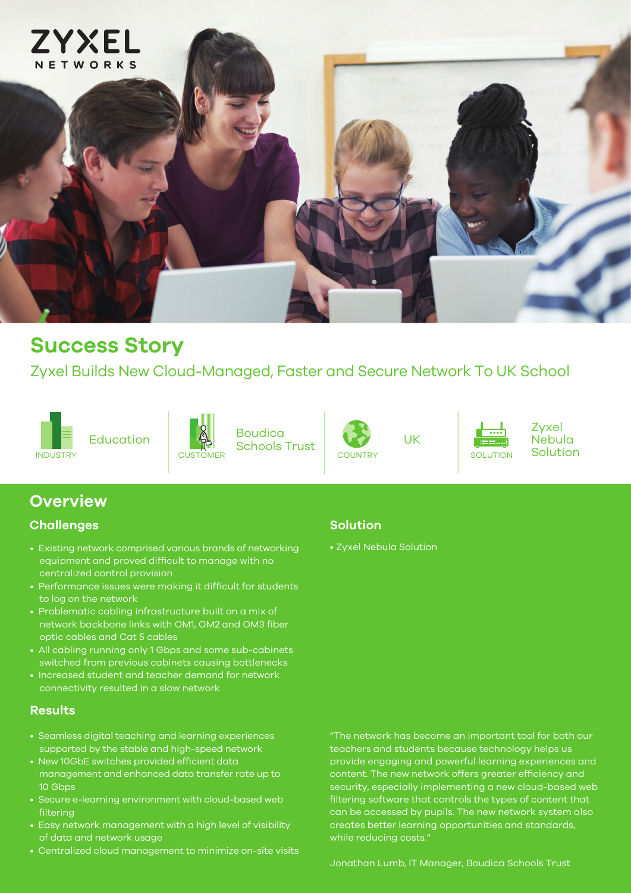ZYXEL NETWORKS

# Success Story

## Zyxel Builds New Cloud-Managed, Faster and Secure Network To UK School

| INDUSTRY | CUSTOMER | COUNTRY | SOLUTION |
|---|---|---|---|
| Education | Boudica Schools Trust | UK | Zyxel Nebula Solution |

## Overview

### Challenges

- Existing network comprised various brands of networking equipment and proved difficult to manage with no centralized control provision
- Performance issues were making it difficult for students to log on the network
- Problematic cabling infrastructure built on a mix of network backbone links with OM1, OM2 and OM3 fiber optic cables and Cat 5 cables
- All cabling running only 1 Gbps and some sub-cabinets switched from previous cabinets causing bottlenecks
- Increased student and teacher demand for network connectivity resulted in a slow network

### Solution

- Zyxel Nebula Solution

### Results

- Seamless digital teaching and learning experiences supported by the stable and high-speed network
- New 10GbE switches provided efficient data management and enhanced data transfer rate up to 10 Gbps
- Secure e-learning environment with cloud-based web filtering
- Easy network management with a high level of visibility of data and network usage
- Centralized cloud management to minimize on-site visits

"The network has become an important tool for both our teachers and students because technology helps us provide engaging and powerful learning experiences and content. The new network offers greater efficiency and security, especially implementing a new cloud-based web filtering software that controls the types of content that can be accessed by pupils. The new network system also creates better learning opportunities and standards, while reducing costs."

Jonathan Lumb, IT Manager, Boudica Schools Trust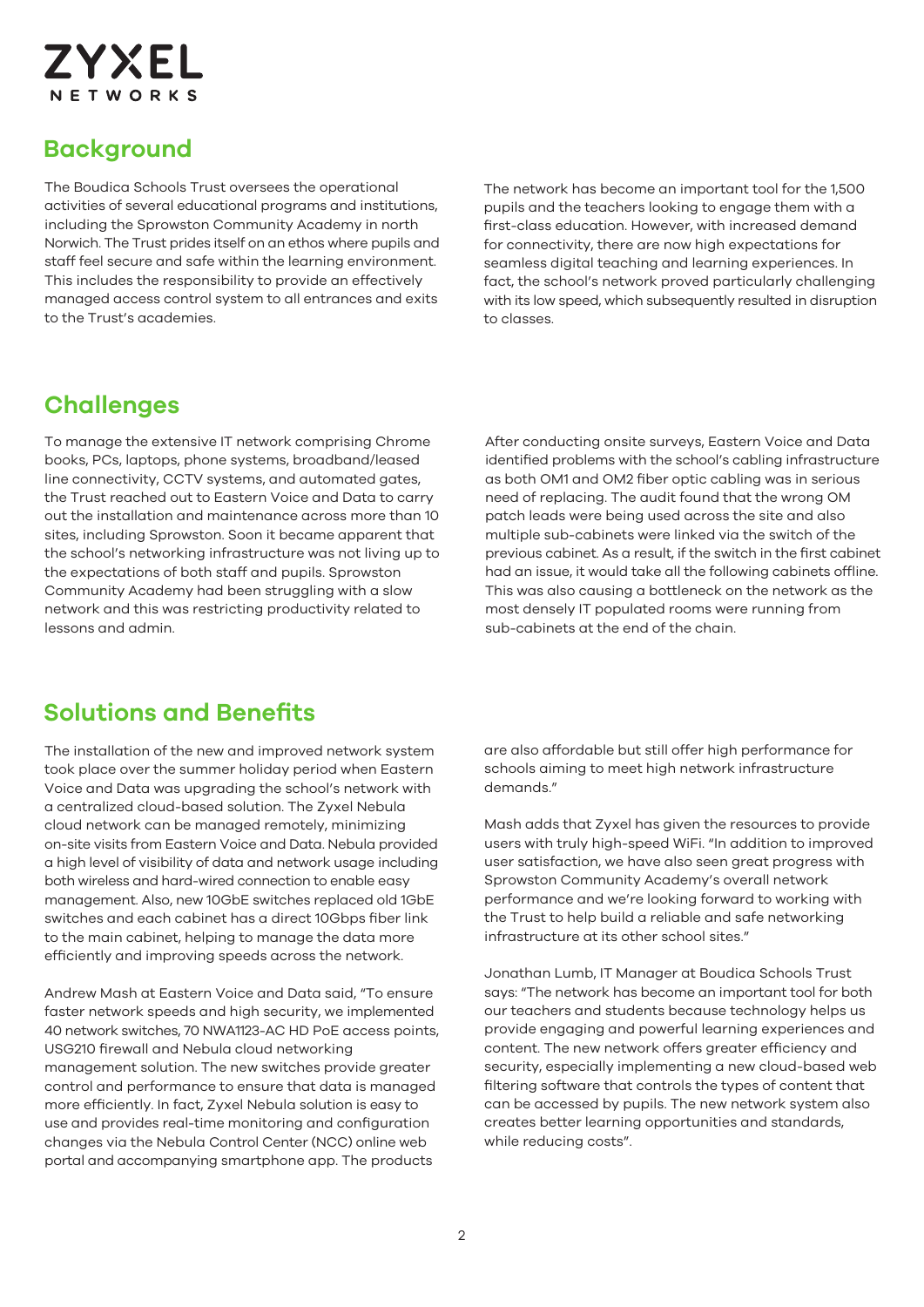## Background

The Boudica Schools Trust oversees the operational activities of several educational programs and institutions, including the Sprowston Community Academy in north Norwich. The Trust prides itself on an ethos where pupils and staff feel secure and safe within the learning environment. This includes the responsibility to provide an effectively managed access control system to all entrances and exits to the Trust's academies.

The network has become an important tool for the 1,500 pupils and the teachers looking to engage them with a first-class education. However, with increased demand for connectivity, there are now high expectations for seamless digital teaching and learning experiences. In fact, the school's network proved particularly challenging with its low speed, which subsequently resulted in disruption to classes.

## Challenges

To manage the extensive IT network comprising Chrome books, PCs, laptops, phone systems, broadband/leased line connectivity, CCTV systems, and automated gates, the Trust reached out to Eastern Voice and Data to carry out the installation and maintenance across more than 10 sites, including Sprowston. Soon it became apparent that the school's networking infrastructure was not living up to the expectations of both staff and pupils. Sprowston Community Academy had been struggling with a slow network and this was restricting productivity related to lessons and admin.

After conducting onsite surveys, Eastern Voice and Data identified problems with the school's cabling infrastructure as both OM1 and OM2 fiber optic cabling was in serious need of replacing. The audit found that the wrong OM patch leads were being used across the site and also multiple sub-cabinets were linked via the switch of the previous cabinet. As a result, if the switch in the first cabinet had an issue, it would take all the following cabinets offline. This was also causing a bottleneck on the network as the most densely IT populated rooms were running from sub-cabinets at the end of the chain.

## Solutions and Benefits

The installation of the new and improved network system took place over the summer holiday period when Eastern Voice and Data was upgrading the school's network with a centralized cloud-based solution. The Zyxel Nebula cloud network can be managed remotely, minimizing on-site visits from Eastern Voice and Data. Nebula provided a high level of visibility of data and network usage including both wireless and hard-wired connection to enable easy management. Also, new 10GbE switches replaced old 1GbE switches and each cabinet has a direct 10Gbps fiber link to the main cabinet, helping to manage the data more efficiently and improving speeds across the network.

Andrew Mash at Eastern Voice and Data said, "To ensure faster network speeds and high security, we implemented 40 network switches, 70 NWA1123-AC HD PoE access points, USG210 firewall and Nebula cloud networking management solution. The new switches provide greater control and performance to ensure that data is managed more efficiently. In fact, Zyxel Nebula solution is easy to use and provides real-time monitoring and configuration changes via the Nebula Control Center (NCC) online web portal and accompanying smartphone app. The products are also affordable but still offer high performance for schools aiming to meet high network infrastructure demands."

Mash adds that Zyxel has given the resources to provide users with truly high-speed WiFi. "In addition to improved user satisfaction, we have also seen great progress with Sprowston Community Academy's overall network performance and we're looking forward to working with the Trust to help build a reliable and safe networking infrastructure at its other school sites."

Jonathan Lumb, IT Manager at Boudica Schools Trust says: "The network has become an important tool for both our teachers and students because technology helps us provide engaging and powerful learning experiences and content. The new network offers greater efficiency and security, especially implementing a new cloud-based web filtering software that controls the types of content that can be accessed by pupils. The new network system also creates better learning opportunities and standards, while reducing costs".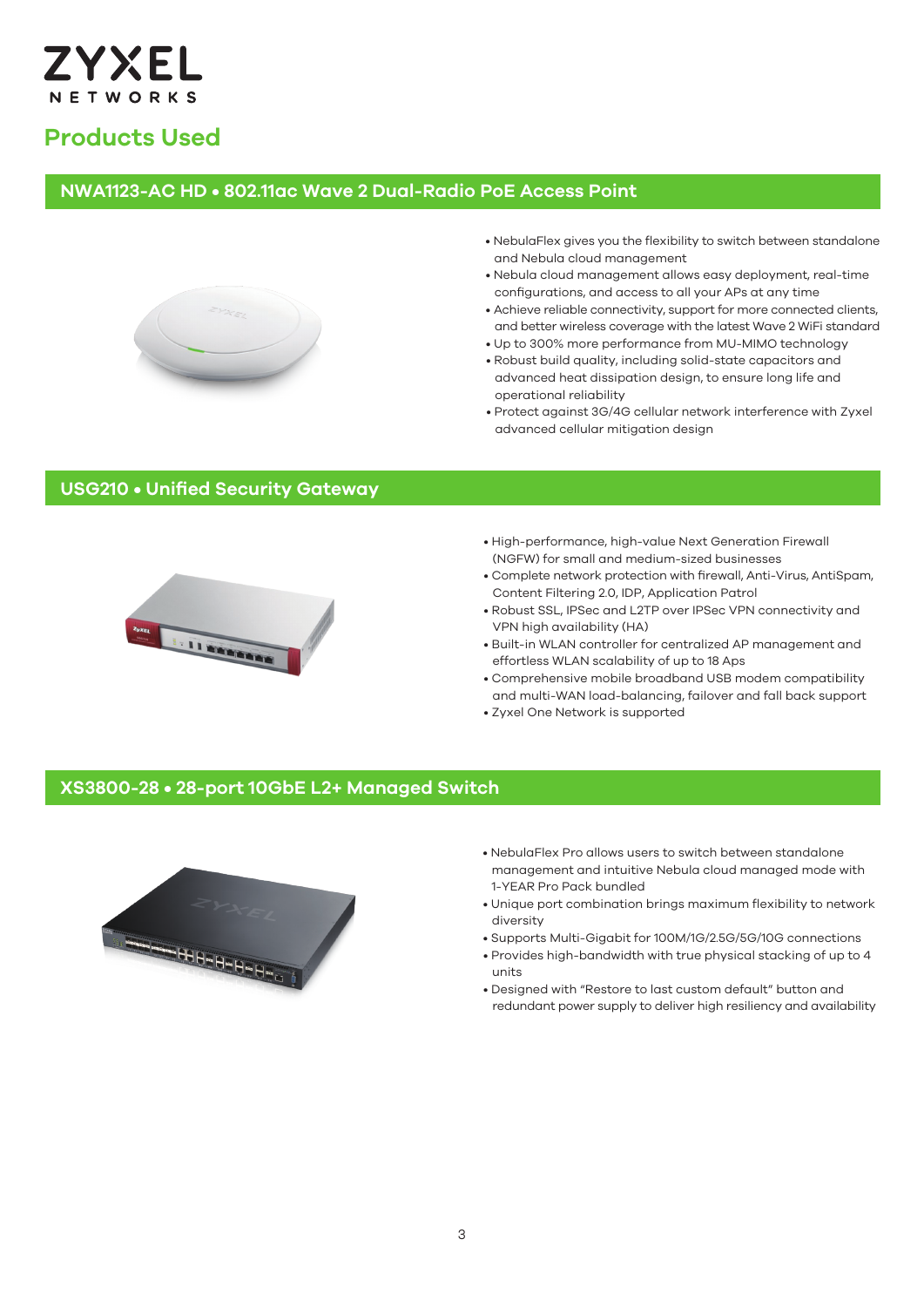# Products Used

## NWA1123-AC HD • 802.11ac Wave 2 Dual-Radio PoE Access Point

- NebulaFlex gives you the flexibility to switch between standalone and Nebula cloud management
- Nebula cloud management allows easy deployment, real-time configurations, and access to all your APs at any time
- Achieve reliable connectivity, support for more connected clients, and better wireless coverage with the latest Wave 2 WiFi standard
- Up to 300% more performance from MU-MIMO technology
- Robust build quality, including solid-state capacitors and advanced heat dissipation design, to ensure long life and operational reliability
- Protect against 3G/4G cellular network interference with Zyxel advanced cellular mitigation design

## USG210 • Unified Security Gateway

- High-performance, high-value Next Generation Firewall (NGFW) for small and medium-sized businesses
- Complete network protection with firewall, Anti-Virus, AntiSpam, Content Filtering 2.0, IDP, Application Patrol
- Robust SSL, IPSec and L2TP over IPSec VPN connectivity and VPN high availability (HA)
- Built-in WLAN controller for centralized AP management and effortless WLAN scalability of up to 18 Aps
- Comprehensive mobile broadband USB modem compatibility and multi-WAN load-balancing, failover and fall back support
- Zyxel One Network is supported

## XS3800-28 • 28-port 10GbE L2+ Managed Switch

- NebulaFlex Pro allows users to switch between standalone management and intuitive Nebula cloud managed mode with 1-YEAR Pro Pack bundled
- Unique port combination brings maximum flexibility to network diversity
- Supports Multi-Gigabit for 100M/1G/2.5G/5G/10G connections
- Provides high-bandwidth with true physical stacking of up to 4 units
- Designed with "Restore to last custom default" button and redundant power supply to deliver high resiliency and availability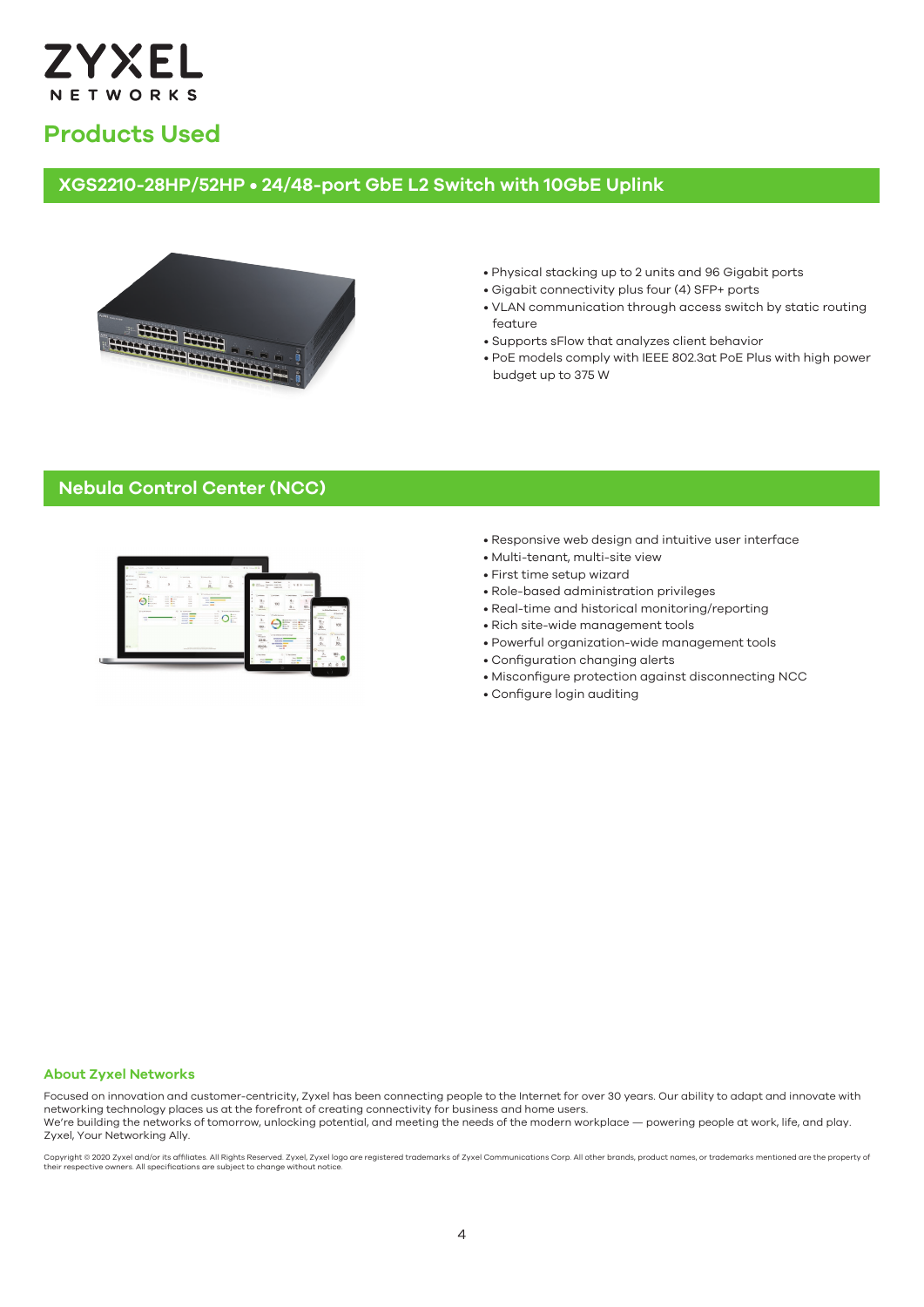ZYXEL NETWORKS

# Products Used

## XGS2210-28HP/52HP • 24/48-port GbE L2 Switch with 10GbE Uplink

- Physical stacking up to 2 units and 96 Gigabit ports
- Gigabit connectivity plus four (4) SFP+ ports
- VLAN communication through access switch by static routing feature
- Supports sFlow that analyzes client behavior
- PoE models comply with IEEE 802.3at PoE Plus with high power budget up to 375 W

## Nebula Control Center (NCC)

- Responsive web design and intuitive user interface
- Multi-tenant, multi-site view
- First time setup wizard
- Role-based administration privileges
- Real-time and historical monitoring/reporting
- Rich site-wide management tools
- Powerful organization-wide management tools
- Configuration changing alerts
- Misconfigure protection against disconnecting NCC
- Configure login auditing

### About Zyxel Networks

Focused on innovation and customer-centricity, Zyxel has been connecting people to the Internet for over 30 years. Our ability to adapt and innovate with networking technology places us at the forefront of creating connectivity for business and home users.
We're building the networks of tomorrow, unlocking potential, and meeting the needs of the modern workplace — powering people at work, life, and play. Zyxel, Your Networking Ally.

Copyright © 2020 Zyxel and/or its affiliates. All Rights Reserved. Zyxel, Zyxel logo are registered trademarks of Zyxel Communications Corp. All other brands, product names, or trademarks mentioned are the property of their respective owners. All specifications are subject to change without notice.